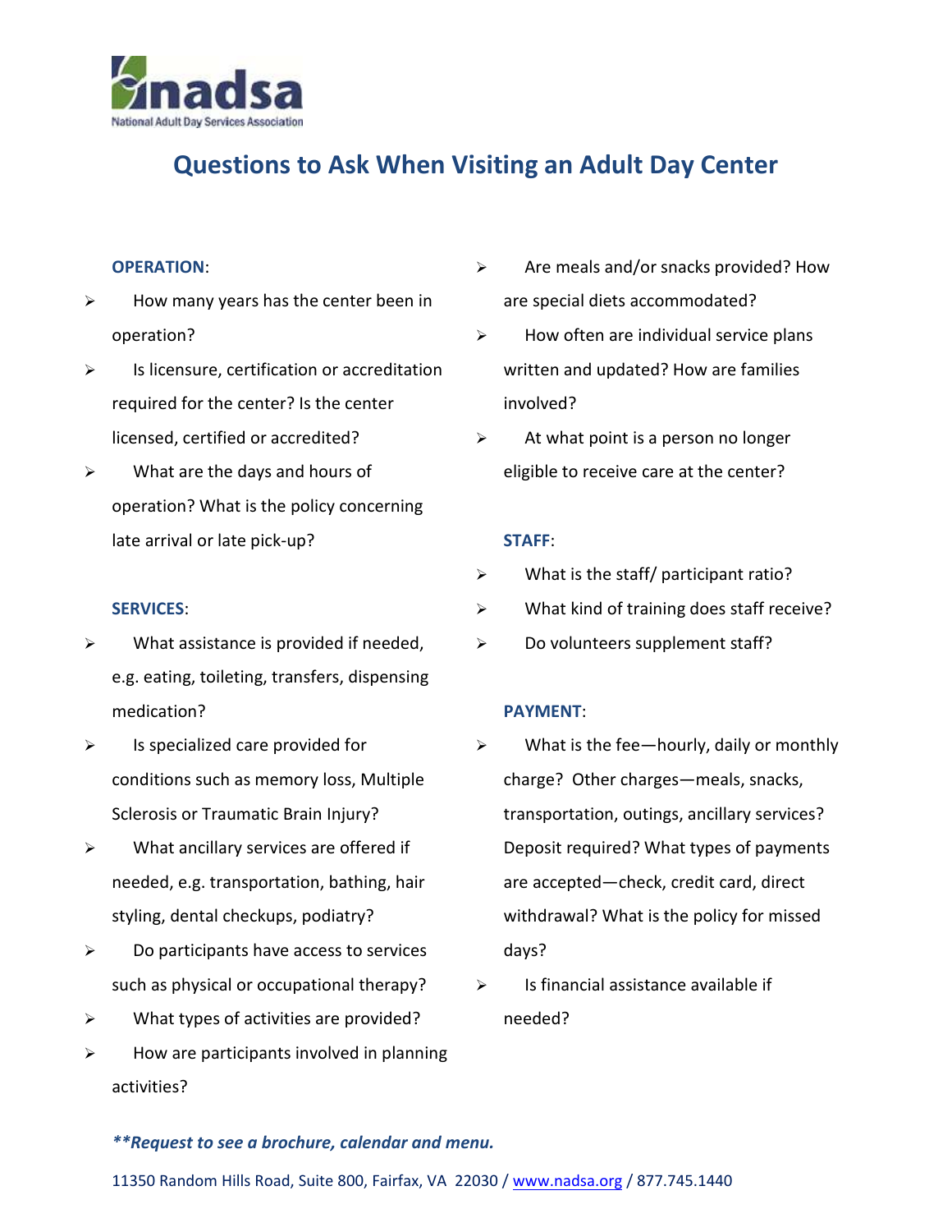nadsa
National Adult Day Services Association

# Questions to Ask When Visiting an Adult Day Center

**OPERATION**:

- How many years has the center been in operation?
- Is licensure, certification or accreditation required for the center? Is the center licensed, certified or accredited?
- What are the days and hours of operation? What is the policy concerning late arrival or late pick-up?

**SERVICES**:

- What assistance is provided if needed, e.g. eating, toileting, transfers, dispensing medication?
- Is specialized care provided for conditions such as memory loss, Multiple Sclerosis or Traumatic Brain Injury?
- What ancillary services are offered if needed, e.g. transportation, bathing, hair styling, dental checkups, podiatry?
- Do participants have access to services such as physical or occupational therapy?
- What types of activities are provided?
- How are participants involved in planning activities?
- Are meals and/or snacks provided? How are special diets accommodated?
- How often are individual service plans written and updated? How are families involved?
- At what point is a person no longer eligible to receive care at the center?

**STAFF**:

- What is the staff/ participant ratio?
- What kind of training does staff receive?
- Do volunteers supplement staff?

**PAYMENT**:

- What is the fee—hourly, daily or monthly charge? Other charges—meals, snacks, transportation, outings, ancillary services? Deposit required? What types of payments are accepted—check, credit card, direct withdrawal? What is the policy for missed days?
- Is financial assistance available if needed?

***\*\*Request to see a brochure, calendar and menu.***

11350 Random Hills Road, Suite 800, Fairfax, VA 22030 / www.nadsa.org / 877.745.1440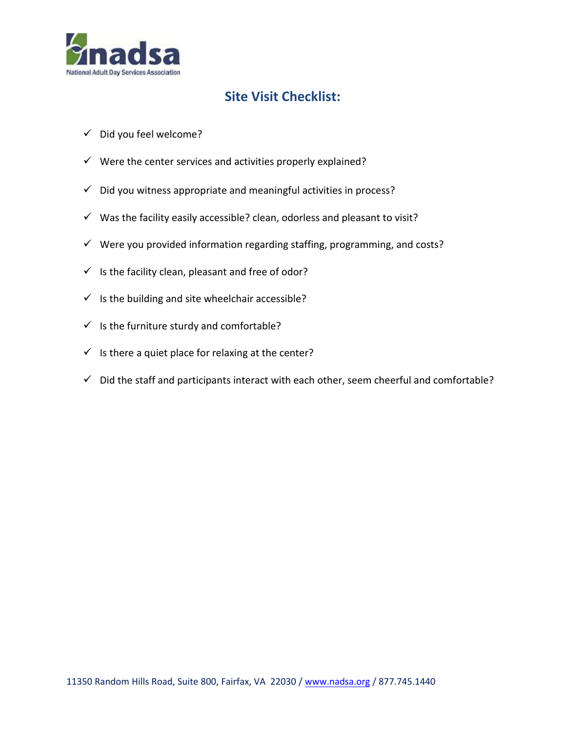nadsa
National Adult Day Services Association

## Site Visit Checklist:

- ✓ Did you feel welcome?
- ✓ Were the center services and activities properly explained?
- ✓ Did you witness appropriate and meaningful activities in process?
- ✓ Was the facility easily accessible? clean, odorless and pleasant to visit?
- ✓ Were you provided information regarding staffing, programming, and costs?
- ✓ Is the facility clean, pleasant and free of odor?
- ✓ Is the building and site wheelchair accessible?
- ✓ Is the furniture sturdy and comfortable?
- ✓ Is there a quiet place for relaxing at the center?
- ✓ Did the staff and participants interact with each other, seem cheerful and comfortable?

11350 Random Hills Road, Suite 800, Fairfax, VA 22030 / www.nadsa.org / 877.745.1440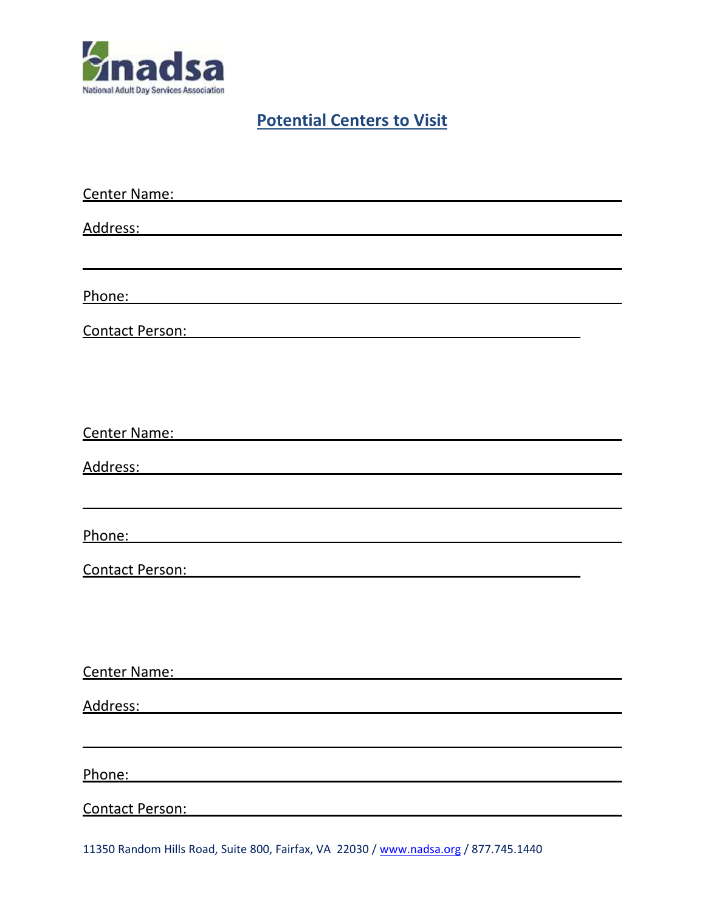nadsa
National Adult Day Services Association

## Potential Centers to Visit

Center Name: ______________________________________________

Address: __________________________________________________

__________________________________________________________

Phone: ___________________________________________________

Contact Person: ____________________________________________

Center Name: ______________________________________________

Address: __________________________________________________

__________________________________________________________

Phone: ___________________________________________________

Contact Person: ____________________________________________

Center Name: ______________________________________________

Address: __________________________________________________

__________________________________________________________

Phone: ___________________________________________________

Contact Person: ____________________________________________

11350 Random Hills Road, Suite 800, Fairfax, VA 22030 / www.nadsa.org / 877.745.1440